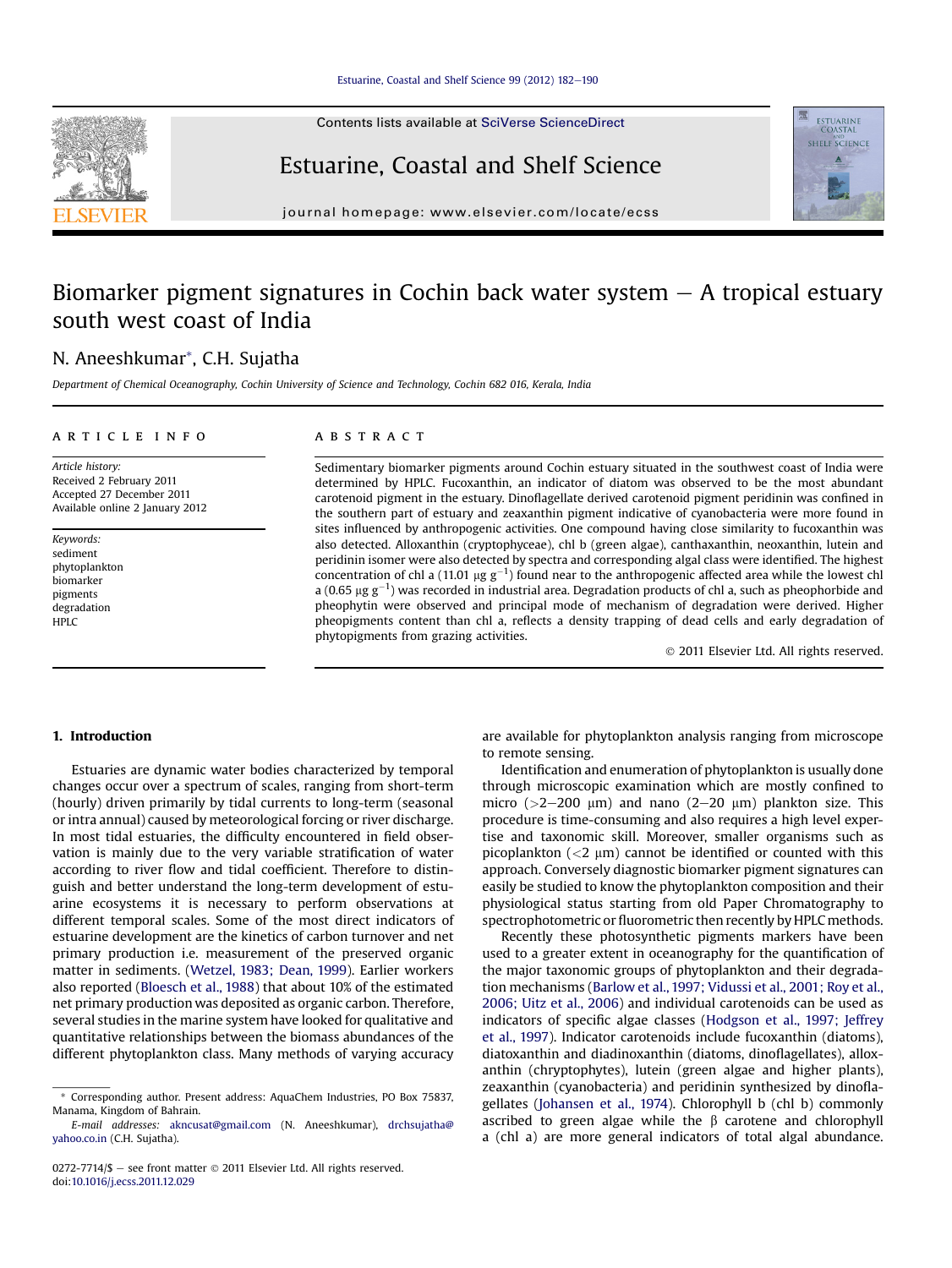# Biomarker pigment signatures in Cochin back water system – A tropical estuary south west coast of India

N. Aneeshkumar*, C.H. Sujatha

*Department of Chemical Oceanography, Cochin University of Science and Technology, Cochin 682 016, Kerala, India*

## ARTICLE INFO

*Article history:*
Received 2 February 2011
Accepted 27 December 2011
Available online 2 January 2012

*Keywords:*
sediment
phytoplankton
biomarker
pigments
degradation
HPLC

## ABSTRACT

Sedimentary biomarker pigments around Cochin estuary situated in the southwest coast of India were determined by HPLC. Fucoxanthin, an indicator of diatom was observed to be the most abundant carotenoid pigment in the estuary. Dinoflagellate derived carotenoid pigment peridinin was confined in the southern part of estuary and zeaxanthin pigment indicative of cyanobacteria were more found in sites influenced by anthropogenic activities. One compound having close similarity to fucoxanthin was also detected. Alloxanthin (cryptophyceae), chl b (green algae), canthaxanthin, neoxanthin, lutein and peridinin isomer were also detected by spectra and corresponding algal class were identified. The highest concentration of chl a (11.01 $\mu g\ g^{-1}$) found near to the anthropogenic affected area while the lowest chl a (0.65 $\mu g\ g^{-1}$) was recorded in industrial area. Degradation products of chl a, such as pheophorbide and pheophytin were observed and principal mode of mechanism of degradation were derived. Higher pheopigments content than chl a, reflects a density trapping of dead cells and early degradation of phytopigments from grazing activities.

© 2011 Elsevier Ltd. All rights reserved.

## 1. Introduction

Estuaries are dynamic water bodies characterized by temporal changes occur over a spectrum of scales, ranging from short-term (hourly) driven primarily by tidal currents to long-term (seasonal or intra annual) caused by meteorological forcing or river discharge. In most tidal estuaries, the difficulty encountered in field observation is mainly due to the very variable stratification of water according to river flow and tidal coefficient. Therefore to distinguish and better understand the long-term development of estuarine ecosystems it is necessary to perform observations at different temporal scales. Some of the most direct indicators of estuarine development are the kinetics of carbon turnover and net primary production i.e. measurement of the preserved organic matter in sediments. (Wetzel, 1983; Dean, 1999). Earlier workers also reported (Bloesch et al., 1988) that about 10% of the estimated net primary production was deposited as organic carbon. Therefore, several studies in the marine system have looked for qualitative and quantitative relationships between the biomass abundances of the different phytoplankton class. Many methods of varying accuracy are available for phytoplankton analysis ranging from microscope to remote sensing.

Identification and enumeration of phytoplankton is usually done through microscopic examination which are mostly confined to micro (>2–200 μm) and nano (2–20 μm) plankton size. This procedure is time-consuming and also requires a high level expertise and taxonomic skill. Moreover, smaller organisms such as picoplankton (<2 μm) cannot be identified or counted with this approach. Conversely diagnostic biomarker pigment signatures can easily be studied to know the phytoplankton composition and their physiological status starting from old Paper Chromatography to spectrophotometric or fluorometric then recently by HPLC methods.

Recently these photosynthetic pigments markers have been used to a greater extent in oceanography for the quantification of the major taxonomic groups of phytoplankton and their degradation mechanisms (Barlow et al., 1997; Vidussi et al., 2001; Roy et al., 2006; Uitz et al., 2006) and individual carotenoids can be used as indicators of specific algae classes (Hodgson et al., 1997; Jeffrey et al., 1997). Indicator carotenoids include fucoxanthin (diatoms), diatoxanthin and diadinoxanthin (diatoms, dinoflagellates), alloxanthin (chryptophytes), lutein (green algae and higher plants), zeaxanthin (cyanobacteria) and peridinin synthesized by dinoflagellates (Johansen et al., 1974). Chlorophyll b (chl b) commonly ascribed to green algae while the β carotene and chlorophyll a (chl a) are more general indicators of total algal abundance.

* Corresponding author. Present address: AquaChem Industries, PO Box 75837, Manama, Kingdom of Bahrain.
*E-mail addresses:* akncusat@gmail.com (N. Aneeshkumar), drchsujatha@yahoo.co.in (C.H. Sujatha).

0272-7714/$ – see front matter © 2011 Elsevier Ltd. All rights reserved.
doi:10.1016/j.ecss.2011.12.029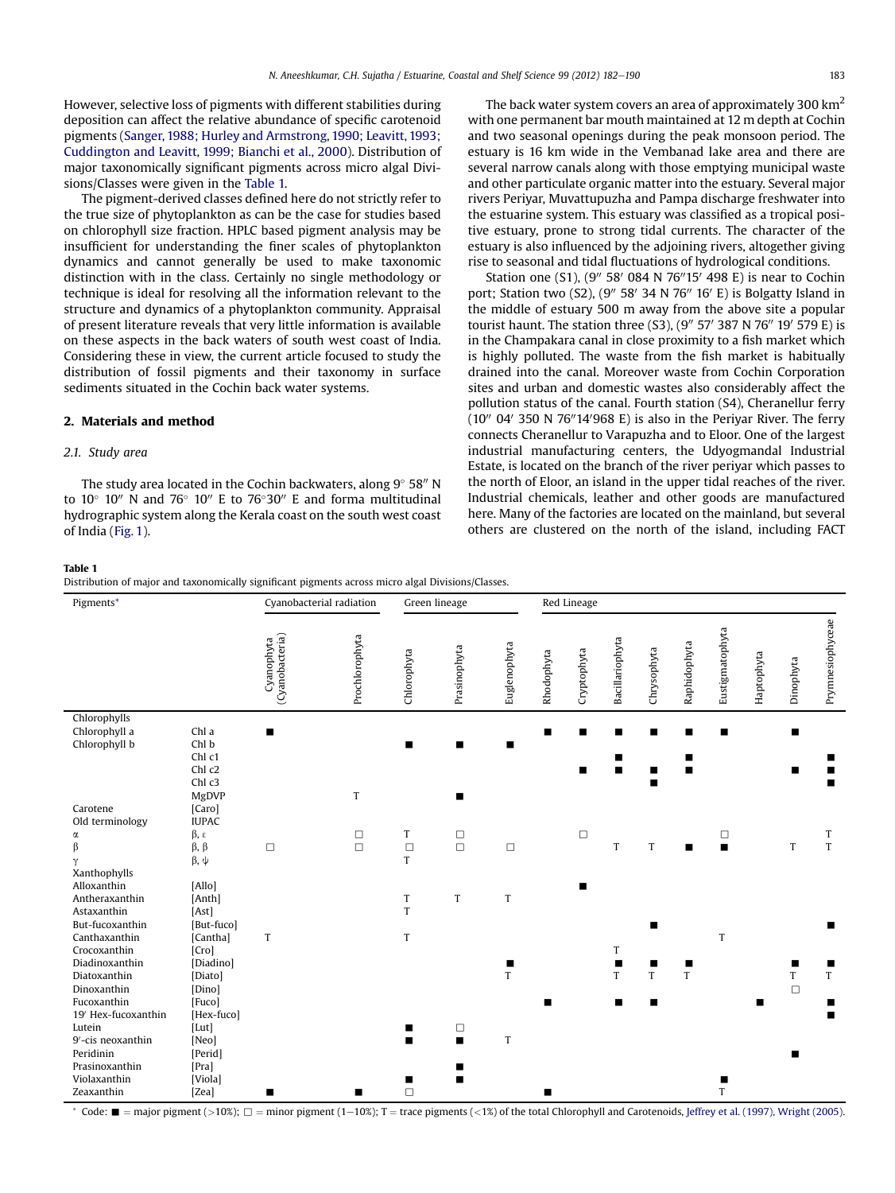However, selective loss of pigments with different stabilities during deposition can affect the relative abundance of specific carotenoid pigments (Sanger, 1988; Hurley and Armstrong, 1990; Leavitt, 1993; Cuddington and Leavitt, 1999; Bianchi et al., 2000). Distribution of major taxonomically significant pigments across micro algal Divisions/Classes were given in the Table 1.

The pigment-derived classes defined here do not strictly refer to the true size of phytoplankton as can be the case for studies based on chlorophyll size fraction. HPLC based pigment analysis may be insufficient for understanding the finer scales of phytoplankton dynamics and cannot generally be used to make taxonomic distinction with in the class. Certainly no single methodology or technique is ideal for resolving all the information relevant to the structure and dynamics of a phytoplankton community. Appraisal of present literature reveals that very little information is available on these aspects in the back waters of south west coast of India. Considering these in view, the current article focused to study the distribution of fossil pigments and their taxonomy in surface sediments situated in the Cochin back water systems.

## 2. Materials and method

### 2.1. Study area

The study area located in the Cochin backwaters, along 9° 58″ N to 10° 10″ N and 76° 10″ E to 76°30″ E and forma multitudinal hydrographic system along the Kerala coast on the south west coast of India (Fig. 1).

The back water system covers an area of approximately 300 km$^2$ with one permanent bar mouth maintained at 12 m depth at Cochin and two seasonal openings during the peak monsoon period. The estuary is 16 km wide in the Vembanad lake area and there are several narrow canals along with those emptying municipal waste and other particulate organic matter into the estuary. Several major rivers Periyar, Muvattupuzha and Pampa discharge freshwater into the estuarine system. This estuary was classified as a tropical positive estuary, prone to strong tidal currents. The character of the estuary is also influenced by the adjoining rivers, altogether giving rise to seasonal and tidal fluctuations of hydrological conditions.

Station one (S1), (9″ 58′ 084 N 76″15′ 498 E) is near to Cochin port; Station two (S2), (9″ 58′ 34 N 76″ 16′ E) is Bolgatty Island in the middle of estuary 500 m away from the above site a popular tourist haunt. The station three (S3), (9″ 57′ 387 N 76″ 19′ 579 E) is in the Champakara canal in close proximity to a fish market which is highly polluted. The waste from the fish market is habitually drained into the canal. Moreover waste from Cochin Corporation sites and urban and domestic wastes also considerably affect the pollution status of the canal. Fourth station (S4), Cheranellur ferry (10″ 04′ 350 N 76″14′968 E) is also in the Periyar River. The ferry connects Cheranellur to Varapuzha and to Eloor. One of the largest industrial manufacturing centers, the Udyogmandal Industrial Estate, is located on the branch of the river periyar which passes to the north of Eloor, an island in the upper tidal reaches of the river. Industrial chemicals, leather and other goods are manufactured here. Many of the factories are located on the mainland, but several others are clustered on the north of the island, including FACT

**Table 1**
Distribution of major and taxonomically significant pigments across micro algal Divisions/Classes.

| Pigments* | | Cyanobacterial radiation | | Green lineage | | | Red Lineage | | | | | | | | |
|---|---|---|---|---|---|---|---|---|---|---|---|---|---|---|---|
| | | Cyanophyta (Cyanobacteria) | Prochlorophyta | Chlorophyta | Prasinophyta | Euglenophyta | Rhodophyta | Cryptophyta | Bacillariophyta | Chrysophyta | Raphidophyta | Eustigmatophyta | Haptophyta | Dinophyta | Prymnesiophyceae |
| Chlorophylls | | | | | | | | | | | | | | | |
| Chlorophyll a | Chl a | ■ | | | | | ■ | ■ | ■ | ■ | ■ | ■ | | ■ | |
| Chlorophyll b | Chl b | | | ■ | ■ | ■ | | | | | | | | | |
| | Chl c1 | | | | | | | | ■ | | ■ | | | | ■ |
| | Chl c2 | | | | | | | ■ | ■ | ■ | ■ | | | ■ | ■ |
| | Chl c3 | | | | | | | | | ■ | | | | | ■ |
| | MgDVP | | T | | ■ | | | | | | | | | | |
| Carotene | [Caro] | | | | | | | | | | | | | | |
| Old terminology | IUPAC | | | | | | | | | | | | | | |
| α | β, ε | | □ | T | □ | | | □ | | | | □ | | | T |
| β | β, β | □ | □ | □ | □ | □ | | | T | T | ■ | ■ | | T | T |
| γ | β, ψ | | | T | | | | | | | | | | | |
| Xanthophylls | | | | | | | | | | | | | | | |
| Alloxanthin | [Allo] | | | | | | | ■ | | | | | | | |
| Antheraxanthin | [Anth] | | | T | T | T | | | | | | | | | |
| Astaxanthin | [Ast] | | | T | | | | | | | | | | | |
| But-fucoxanthin | [But-fuco] | | | | | | | | | ■ | | | | | ■ |
| Canthaxanthin | [Cantha] | T | | T | | | | | | | | T | | | |
| Crocoxanthin | [Cro] | | | | | | | | T | | | | | | |
| Diadinoxanthin | [Diadino] | | | | | ■ | | | ■ | ■ | ■ | | | ■ | ■ |
| Diatoxanthin | [Diato] | | | | | T | | | T | T | T | | | T | T |
| Dinoxanthin | [Dino] | | | | | | | | | | | | | □ | |
| Fucoxanthin | [Fuco] | | | | | | ■ | | ■ | ■ | | | ■ | | ■ |
| 19′ Hex-fucoxanthin | [Hex-fuco] | | | | | | | | | | | | | | ■ |
| Lutein | [Lut] | | | ■ | □ | | | | | | | | | | |
| 9′-cis neoxanthin | [Neo] | | | ■ | ■ | T | | | | | | | | | |
| Peridinin | [Perid] | | | | | | | | | | | | | ■ | |
| Prasinoxanthin | [Pra] | | | | ■ | | | | | | | | | | |
| Violaxanthin | [Viola] | | | ■ | ■ | | | | | | | ■ | | | |
| Zeaxanthin | [Zea] | ■ | ■ | □ | | | ■ | | | | | T | | | |

* Code: ■ = major pigment (>10%); □ = minor pigment (1–10%); T = trace pigments (<1%) of the total Chlorophyll and Carotenoids, Jeffrey et al. (1997), Wright (2005).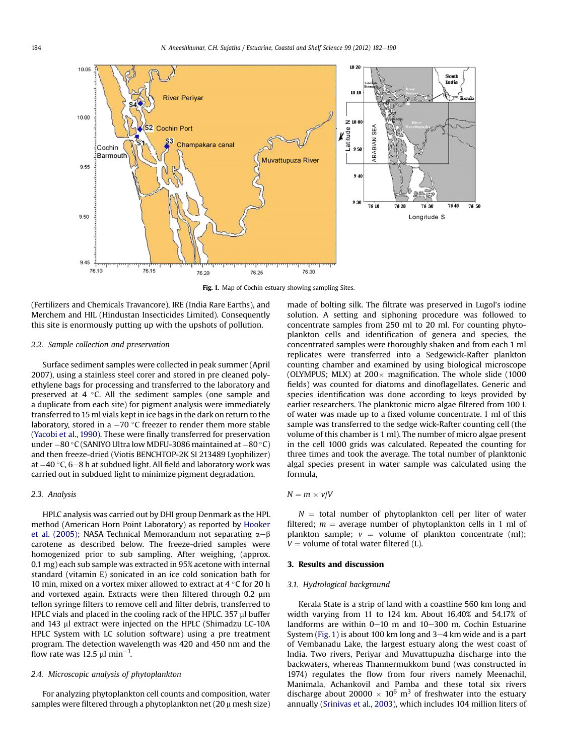Fig. 1. Map of Cochin estuary showing sampling Sites.

(Fertilizers and Chemicals Travancore), IRE (India Rare Earths), and Merchem and HIL (Hindustan Insecticides Limited). Consequently this site is enormously putting up with the upshots of pollution.

### 2.2. Sample collection and preservation

Surface sediment samples were collected in peak summer (April 2007), using a stainless steel corer and stored in pre cleaned polyethylene bags for processing and transferred to the laboratory and preserved at 4 °C. All the sediment samples (one sample and a duplicate from each site) for pigment analysis were immediately transferred to 15 ml vials kept in ice bags in the dark on return to the laboratory, stored in a −70 °C freezer to render them more stable (Yacobi et al., 1990). These were finally transferred for preservation under −80 °C (SANIYO Ultra low MDFU-3086 maintained at −80 °C) and then freeze-dried (Viotis BENCHTOP-2K SI 213489 Lyophilizer) at −40 °C, 6–8 h at subdued light. All field and laboratory work was carried out in subdued light to minimize pigment degradation.

### 2.3. Analysis

HPLC analysis was carried out by DHI group Denmark as the HPL method (American Horn Point Laboratory) as reported by Hooker et al. (2005); NASA Technical Memorandum not separating α–β carotene as described below. The freeze-dried samples were homogenized prior to sub sampling. After weighing, (approx. 0.1 mg) each sub sample was extracted in 95% acetone with internal standard (vitamin E) sonicated in an ice cold sonication bath for 10 min, mixed on a vortex mixer allowed to extract at 4 °C for 20 h and vortexed again. Extracts were then filtered through 0.2 μm teflon syringe filters to remove cell and filter debris, transferred to HPLC vials and placed in the cooling rack of the HPLC. 357 μl buffer and 143 μl extract were injected on the HPLC (Shimadzu LC-10A HPLC System with LC solution software) using a pre treatment program. The detection wavelength was 420 and 450 nm and the flow rate was 12.5 μl min$^{-1}$.

### 2.4. Microscopic analysis of phytoplankton

For analyzing phytoplankton cell counts and composition, water samples were filtered through a phytoplankton net (20 μ mesh size) made of bolting silk. The filtrate was preserved in Lugol's iodine solution. A setting and siphoning procedure was followed to concentrate samples from 250 ml to 20 ml. For counting phytoplankton cells and identification of genera and species, the concentrated samples were thoroughly shaken and from each 1 ml replicates were transferred into a Sedgewick-Rafter plankton counting chamber and examined by using biological microscope (OLYMPUS; MLX) at 200× magnification. The whole slide (1000 fields) was counted for diatoms and dinoflagellates. Generic and species identification was done according to keys provided by earlier researchers. The planktonic micro algae filtered from 100 L of water was made up to a fixed volume concentrate. 1 ml of this sample was transferred to the sedge wick-Rafter counting cell (the volume of this chamber is 1 ml). The number of micro algae present in the cell 1000 grids was calculated. Repeated the counting for three times and took the average. The total number of planktonic algal species present in water sample was calculated using the formula,

$$N = m \times v/V$$

$N$ = total number of phytoplankton cell per liter of water filtered; $m$ = average number of phytoplankton cells in 1 ml of plankton sample; $v$ = volume of plankton concentrate (ml); $V$ = volume of total water filtered (L).

## 3. Results and discussion

### 3.1. Hydrological background

Kerala State is a strip of land with a coastline 560 km long and width varying from 11 to 124 km. About 16.40% and 54.17% of landforms are within 0–10 m and 10–300 m. Cochin Estuarine System (Fig. 1) is about 100 km long and 3–4 km wide and is a part of Vembanadu Lake, the largest estuary along the west coast of India. Two rivers, Periyar and Muvattupuzha discharge into the backwaters, whereas Thannermukkom bund (was constructed in 1974) regulates the flow from four rivers namely Meenachil, Manimala, Achankovil and Pamba and these total six rivers discharge about 20000 × 10$^{6}$ m$^{3}$ of freshwater into the estuary annually (Srinivas et al., 2003), which includes 104 million liters of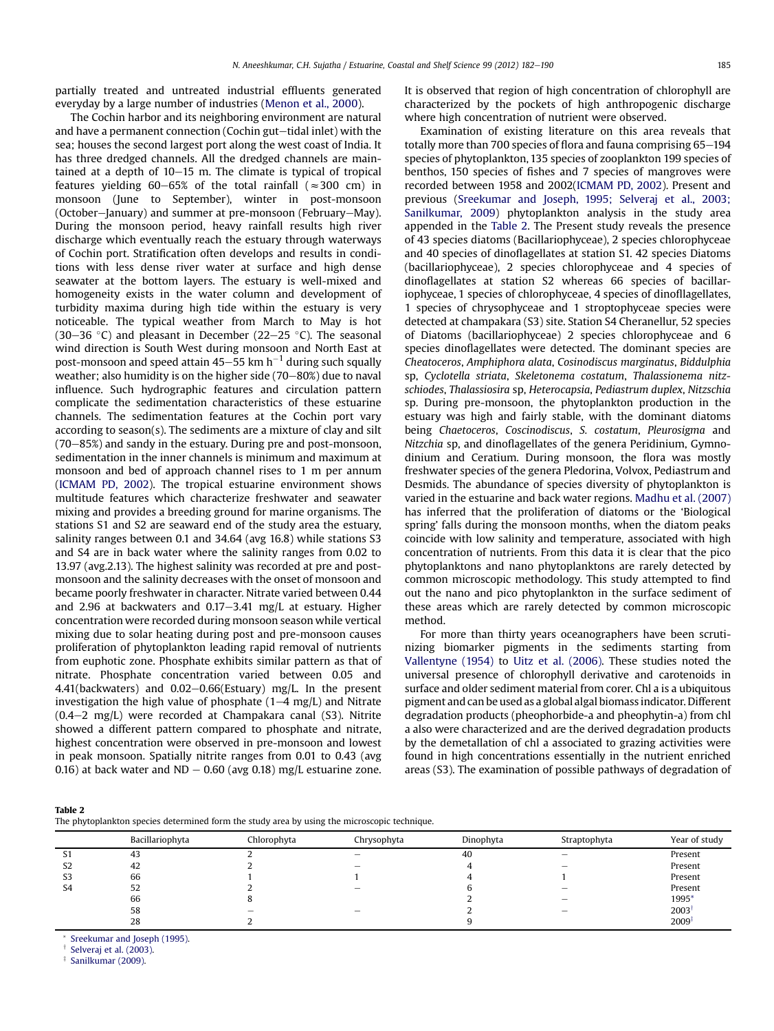partially treated and untreated industrial effluents generated everyday by a large number of industries (Menon et al., 2000).

The Cochin harbor and its neighboring environment are natural and have a permanent connection (Cochin gut–tidal inlet) with the sea; houses the second largest port along the west coast of India. It has three dredged channels. All the dredged channels are maintained at a depth of 10–15 m. The climate is typical of tropical features yielding 60–65% of the total rainfall ($\approx$300 cm) in monsoon (June to September), winter in post-monsoon (October–January) and summer at pre-monsoon (February–May). During the monsoon period, heavy rainfall results high river discharge which eventually reach the estuary through waterways of Cochin port. Stratification often develops and results in conditions with less dense river water at surface and high dense seawater at the bottom layers. The estuary is well-mixed and homogeneity exists in the water column and development of turbidity maxima during high tide within the estuary is very noticeable. The typical weather from March to May is hot (30–36 °C) and pleasant in December (22–25 °C). The seasonal wind direction is South West during monsoon and North East at post-monsoon and speed attain 45–55 km $h^{-1}$ during such squally weather; also humidity is on the higher side (70–80%) due to naval influence. Such hydrographic features and circulation pattern complicate the sedimentation characteristics of these estuarine channels. The sedimentation features at the Cochin port vary according to season(s). The sediments are a mixture of clay and silt (70–85%) and sandy in the estuary. During pre and post-monsoon, sedimentation in the inner channels is minimum and maximum at monsoon and bed of approach channel rises to 1 m per annum (ICMAM PD, 2002). The tropical estuarine environment shows multitude features which characterize freshwater and seawater mixing and provides a breeding ground for marine organisms. The stations S1 and S2 are seaward end of the study area the estuary, salinity ranges between 0.1 and 34.64 (avg 16.8) while stations S3 and S4 are in back water where the salinity ranges from 0.02 to 13.97 (avg.2.13). The highest salinity was recorded at pre and post-monsoon and the salinity decreases with the onset of monsoon and became poorly freshwater in character. Nitrate varied between 0.44 and 2.96 at backwaters and 0.17–3.41 mg/L at estuary. Higher concentration were recorded during monsoon season while vertical mixing due to solar heating during post and pre-monsoon causes proliferation of phytoplankton leading rapid removal of nutrients from euphotic zone. Phosphate exhibits similar pattern as that of nitrate. Phosphate concentration varied between 0.05 and 4.41(backwaters) and 0.02–0.66(Estuary) mg/L. In the present investigation the high value of phosphate (1–4 mg/L) and Nitrate (0.4–2 mg/L) were recorded at Champakara canal (S3). Nitrite showed a different pattern compared to phosphate and nitrate, highest concentration were observed in pre-monsoon and lowest in peak monsoon. Spatially nitrite ranges from 0.01 to 0.43 (avg 0.16) at back water and ND – 0.60 (avg 0.18) mg/L estuarine zone. It is observed that region of high concentration of chlorophyll are characterized by the pockets of high anthropogenic discharge where high concentration of nutrient were observed.

Examination of existing literature on this area reveals that totally more than 700 species of flora and fauna comprising 65–194 species of phytoplankton, 135 species of zooplankton 199 species of benthos, 150 species of fishes and 7 species of mangroves were recorded between 1958 and 2002(ICMAM PD, 2002). Present and previous (Sreekumar and Joseph, 1995; Selveraj et al., 2003; Sanilkumar, 2009) phytoplankton analysis in the study area appended in the Table 2. The Present study reveals the presence of 43 species diatoms (Bacillariophyceae), 2 species chlorophyceae and 40 species of dinoflagellates at station S1. 42 species Diatoms (bacillariophyceae), 2 species chlorophyceae and 4 species of dinoflagellates at station S2 whereas 66 species of bacillariophyceae, 1 species of chlorophyceae, 4 species of dinofllagellates, 1 species of chrysophyceae and 1 stroptophyceae species were detected at champakara (S3) site. Station S4 Cheranellur, 52 species of Diatoms (bacillariophyceae) 2 species chlorophyceae and 6 species dinoflagellates were detected. The dominant species are *Cheatoceros*, *Amphiphora alata*, *Cosinodiscus marginatus*, *Biddulphia* sp, *Cyclotella striata*, *Skeletonema costatum*, *Thalassionema nitzschiodes*, *Thalassiosira* sp, *Heterocapsia*, *Pediastrum duplex*, *Nitzschia* sp. During pre-monsoon, the phytoplankton production in the estuary was high and fairly stable, with the dominant diatoms being *Chaetoceros*, *Coscinodiscus*, *S. costatum*, *Pleurosigma* and *Nitzchia* sp, and dinoflagellates of the genera Peridinium, Gymnodinium and Ceratium. During monsoon, the flora was mostly freshwater species of the genera Pledorina, Volvox, Pediastrum and Desmids. The abundance of species diversity of phytoplankton is varied in the estuarine and back water regions. Madhu et al. (2007) has inferred that the proliferation of diatoms or the 'Biological spring' falls during the monsoon months, when the diatom peaks coincide with low salinity and temperature, associated with high concentration of nutrients. From this data it is clear that the pico phytoplanktons and nano phytoplanktons are rarely detected by common microscopic methodology. This study attempted to find out the nano and pico phytoplankton in the surface sediment of these areas which are rarely detected by common microscopic method.

For more than thirty years oceanographers have been scrutinizing biomarker pigments in the sediments starting from Vallentyne (1954) to Uitz et al. (2006). These studies noted the universal presence of chlorophyll derivative and carotenoids in surface and older sediment material from corer. Chl a is a ubiquitous pigment and can be used as a global algal biomass indicator. Different degradation products (pheophorbide-a and pheophytin-a) from chl a also were characterized and are the derived degradation products by the demetallation of chl a associated to grazing activities were found in high concentrations essentially in the nutrient enriched areas (S3). The examination of possible pathways of degradation of

**Table 2**
The phytoplankton species determined form the study area by using the microscopic technique.

| | Bacillariophyta | Chlorophyta | Chrysophyta | Dinophyta | Straptophyta | Year of study |
|---|---|---|---|---|---|---|
| S1 | 43 | 2 | – | 40 | – | Present |
| S2 | 42 | 2 | – | 4 | – | Present |
| S3 | 66 | 1 | 1 | 4 | 1 | Present |
| S4 | 52 | 2 | – | 6 | – | Present |
| | 66 | 8 | | 2 | – | 1995* |
| | 58 | – | – | 2 | – | 2003† |
| | 28 | 2 | | 9 | | 2009‡ |

\* Sreekumar and Joseph (1995).
† Selveraj et al. (2003).
‡ Sanilkumar (2009).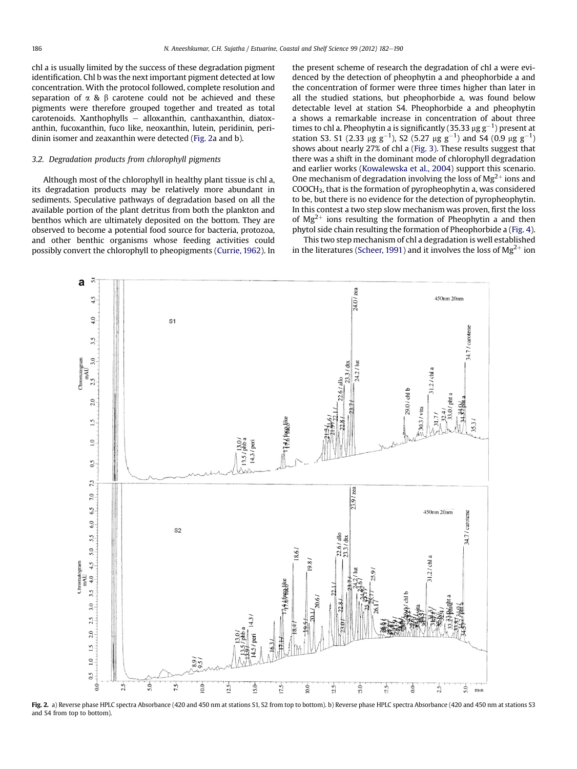chl a is usually limited by the success of these degradation pigment identification. Chl b was the next important pigment detected at low concentration. With the protocol followed, complete resolution and separation of α & β carotene could not be achieved and these pigments were therefore grouped together and treated as total carotenoids. Xanthophylls – alloxanthin, canthaxanthin, diatoxanthin, fucoxanthin, fuco like, neoxanthin, lutein, peridinin, peridinin isomer and zeaxanthin were detected (Fig. 2a and b).

### 3.2. Degradation products from chlorophyll pigments

Although most of the chlorophyll in healthy plant tissue is chl a, its degradation products may be relatively more abundant in sediments. Speculative pathways of degradation based on all the available portion of the plant detritus from both the plankton and benthos which are ultimately deposited on the bottom. They are observed to become a potential food source for bacteria, protozoa, and other benthic organisms whose feeding activities could possibly convert the chlorophyll to pheopigments (Currie, 1962). In the present scheme of research the degradation of chl a were evidenced by the detection of pheophytin a and pheophorbide a and the concentration of former were three times higher than later in all the studied stations, but pheophorbide a, was found below detectable level at station S4. Pheophorbide a and pheophytin a shows a remarkable increase in concentration of about three times to chl a. Pheophytin a is significantly (35.33 $\mu g\ g^{-1}$) present at station S3. S1 (2.33 $\mu g\ g^{-1}$), S2 (5.27 $\mu g\ g^{-1}$) and S4 (0.9 $\mu g\ g^{-1}$) shows about nearly 27% of chl a (Fig. 3). These results suggest that there was a shift in the dominant mode of chlorophyll degradation and earlier works (Kowalewska et al., 2004) support this scenario. One mechanism of degradation involving the loss of $Mg^{2+}$ ions and $COOCH_3$, that is the formation of pyropheophytin a, was considered to be, but there is no evidence for the detection of pyropheophytin. In this contest a two step slow mechanism was proven, first the loss of $Mg^{2+}$ ions resulting the formation of Pheophytin a and then phytol side chain resulting the formation of Pheophorbide a (Fig. 4).

This two step mechanism of chl a degradation is well established in the literatures (Scheer, 1991) and it involves the loss of $Mg^{2+}$ ion

**Fig. 2.** a) Reverse phase HPLC spectra Absorbance (420 and 450 nm at stations S1, S2 from top to bottom). b) Reverse phase HPLC spectra Absorbance (420 and 450 nm at stations S3 and S4 from top to bottom).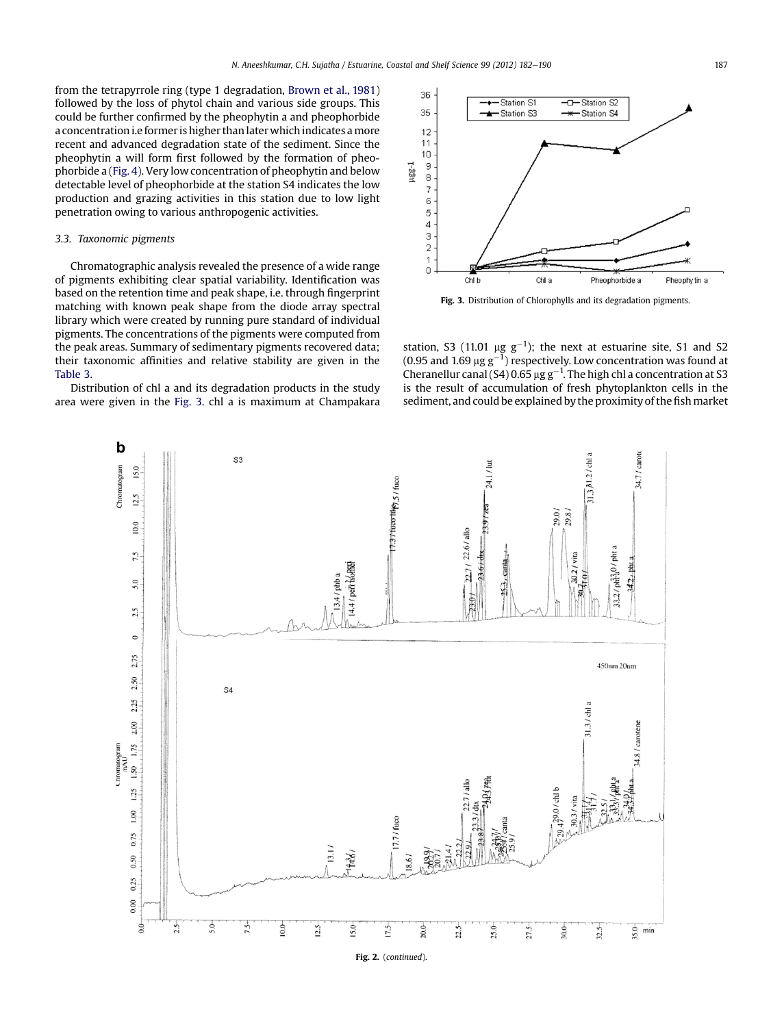from the tetrapyrrole ring (type 1 degradation, Brown et al., 1981) followed by the loss of phytol chain and various side groups. This could be further confirmed by the pheophytin a and pheophorbide a concentration i.e former is higher than later which indicates a more recent and advanced degradation state of the sediment. Since the pheophytin a will form first followed by the formation of pheophorbide a (Fig. 4). Very low concentration of pheophytin and below detectable level of pheophorbide at the station S4 indicates the low production and grazing activities in this station due to low light penetration owing to various anthropogenic activities.

### 3.3. Taxonomic pigments

Chromatographic analysis revealed the presence of a wide range of pigments exhibiting clear spatial variability. Identification was based on the retention time and peak shape, i.e. through fingerprint matching with known peak shape from the diode array spectral library which were created by running pure standard of individual pigments. The concentrations of the pigments were computed from the peak areas. Summary of sedimentary pigments recovered data; their taxonomic affinities and relative stability are given in the Table 3.

Distribution of chl a and its degradation products in the study area were given in the Fig. 3. chl a is maximum at Champakara station, S3 (11.01 μg $g^{-1}$); the next at estuarine site, S1 and S2 (0.95 and 1.69 μg $g^{-1}$) respectively. Low concentration was found at Cheranellur canal (S4) 0.65 μg $g^{-1}$. The high chl a concentration at S3 is the result of accumulation of fresh phytoplankton cells in the sediment, and could be explained by the proximity of the fish market

**Fig. 3.** Distribution of Chlorophylls and its degradation pigments.

**Fig. 2.** (*continued*).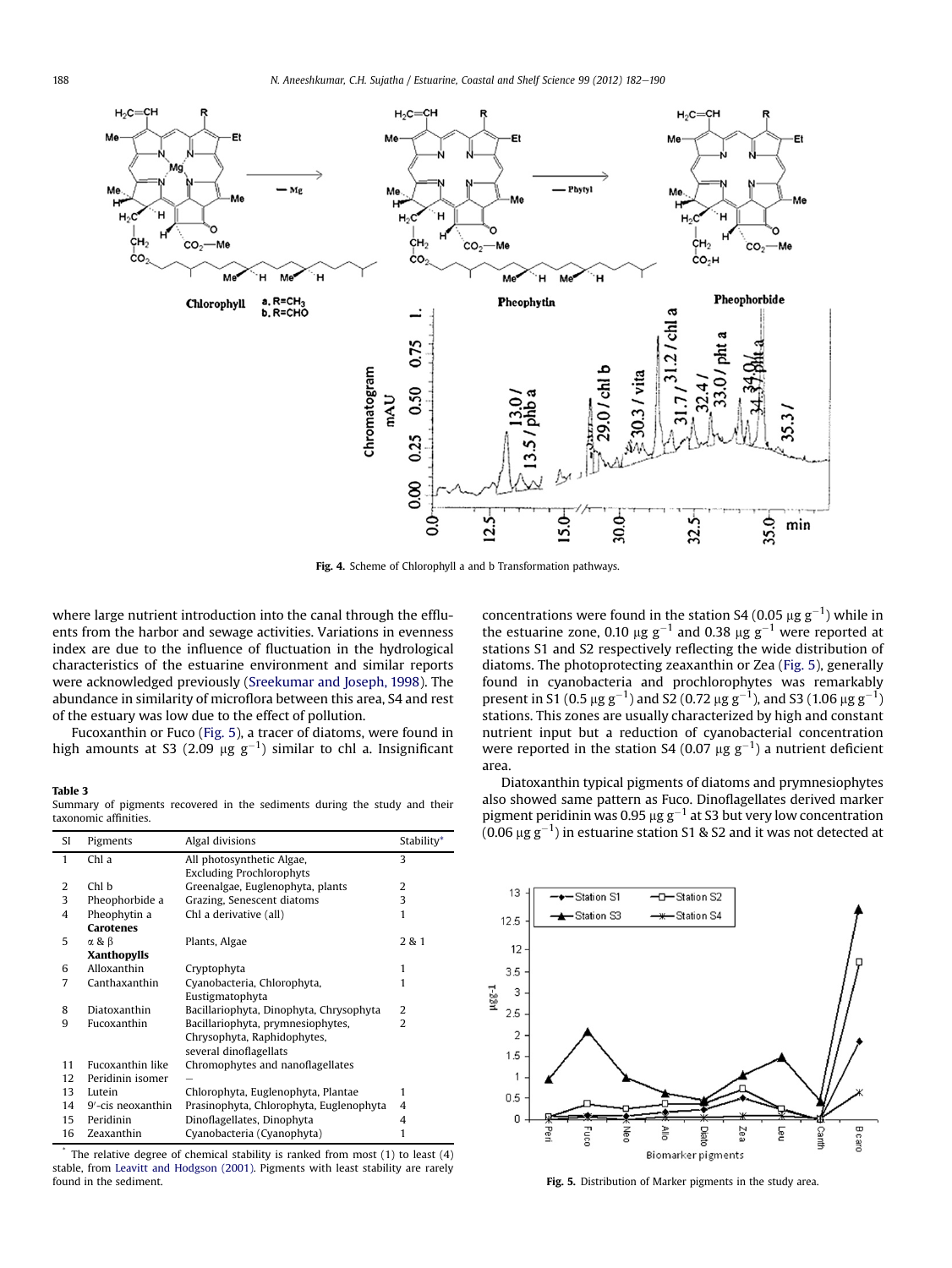Fig. 4. Scheme of Chlorophyll a and b Transformation pathways.

where large nutrient introduction into the canal through the effluents from the harbor and sewage activities. Variations in evenness index are due to the influence of fluctuation in the hydrological characteristics of the estuarine environment and similar reports were acknowledged previously (Sreekumar and Joseph, 1998). The abundance in similarity of microflora between this area, S4 and rest of the estuary was low due to the effect of pollution.

Fucoxanthin or Fuco (Fig. 5), a tracer of diatoms, were found in high amounts at S3 (2.09 μg $g^{-1}$) similar to chl a. Insignificant concentrations were found in the station S4 (0.05 μg $g^{-1}$) while in the estuarine zone, 0.10 μg $g^{-1}$ and 0.38 μg $g^{-1}$ were reported at stations S1 and S2 respectively reflecting the wide distribution of diatoms. The photoprotecting zeaxanthin or Zea (Fig. 5), generally found in cyanobacteria and prochlorophytes was remarkably present in S1 (0.5 μg $g^{-1}$) and S2 (0.72 μg $g^{-1}$), and S3 (1.06 μg $g^{-1}$) stations. This zones are usually characterized by high and constant nutrient input but a reduction of cyanobacterial concentration were reported in the station S4 (0.07 μg $g^{-1}$) a nutrient deficient area.

Diatoxanthin typical pigments of diatoms and prymnesiophytes also showed same pattern as Fuco. Dinoflagellates derived marker pigment peridinin was 0.95 μg $g^{-1}$ at S3 but very low concentration (0.06 μg $g^{-1}$) in estuarine station S1 & S2 and it was not detected at

**Table 3**
Summary of pigments recovered in the sediments during the study and their taxonomic affinities.

| Sl | Pigments | Algal divisions | Stability* |
|---|---|---|---|
| 1 | Chl a | All photosynthetic Algae, Excluding Prochlorophyts | 3 |
| 2 | Chl b | Greenalgae, Euglenophyta, plants | 2 |
| 3 | Pheophorbide a | Grazing, Senescent diatoms | 3 |
| 4 | Pheophytin a | Chl a derivative (all) | 1 |
| | **Carotenes** | | |
| 5 | α & β | Plants, Algae | 2 & 1 |
| | **Xanthopylls** | | |
| 6 | Alloxanthin | Cryptophyta | 1 |
| 7 | Canthaxanthin | Cyanobacteria, Chlorophyta, Eustigmatophyta | 1 |
| 8 | Diatoxanthin | Bacillariophyta, Dinophyta, Chrysophyta | 2 |
| 9 | Fucoxanthin | Bacillariophyta, prymnesiophytes, Chrysophyta, Raphidophytes, several dinoflagellats | 2 |
| 11 | Fucoxanthin like | Chromophytes and nanoflagellates | |
| 12 | Peridinin isomer | – | |
| 13 | Lutein | Chlorophyta, Euglenophyta, Plantae | 1 |
| 14 | 9′-cis neoxanthin | Prasinophyta, Chlorophyta, Euglenophyta | 4 |
| 15 | Peridinin | Dinoflagellates, Dinophyta | 4 |
| 16 | Zeaxanthin | Cyanobacteria (Cyanophyta) | 1 |

\* The relative degree of chemical stability is ranked from most (1) to least (4) stable, from Leavitt and Hodgson (2001). Pigments with least stability are rarely found in the sediment.

Fig. 5. Distribution of Marker pigments in the study area.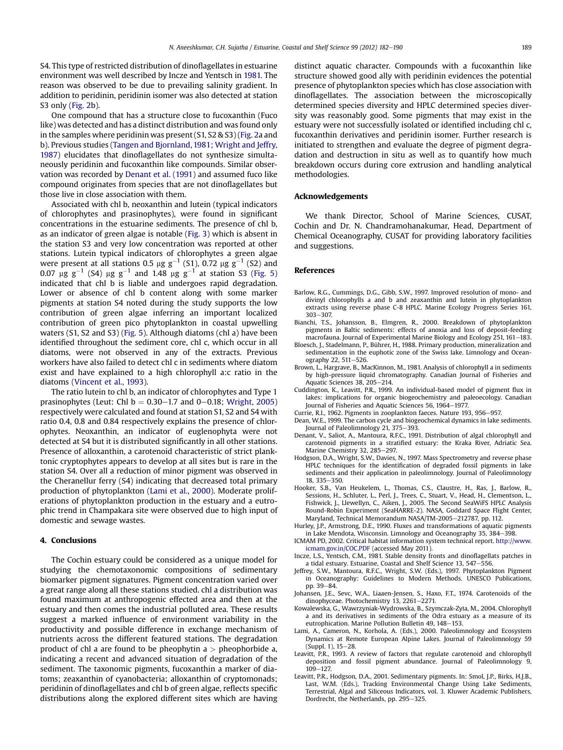S4. This type of restricted distribution of dinoflagellates in estuarine environment was well described by Incze and Yentsch in 1981. The reason was observed to be due to prevailing salinity gradient. In addition to peridinin, peridinin isomer was also detected at station S3 only (Fig. 2b).

One compound that has a structure close to fucoxanthin (Fuco like) was detected and has a distinct distribution and was found only in the samples where peridinin was present (S1, S2 & S3) (Fig. 2a and b). Previous studies (Tangen and Bjornland, 1981; Wright and Jeffry, 1987) elucidates that dinoflagellates do not synthesize simultaneously peridinin and fucoxanthin like compounds. Similar observation was recorded by Denant et al. (1991) and assumed fuco like compound originates from species that are not dinoflagellates but those live in close association with them.

Associated with chl b, neoxanthin and lutein (typical indicators of chlorophytes and prasinophytes), were found in significant concentrations in the estuarine sediments. The presence of chl b, as an indicator of green algae is notable (Fig. 3) which is absent in the station S3 and very low concentration was reported at other stations. Lutein typical indicators of chlorophytes a green algae were present at all stations 0.5 $\mu g\ g^{-1}$ (S1), 0.72 $\mu g\ g^{-1}$ (S2) and 0.07 $\mu g\ g^{-1}$ (S4) $\mu g\ g^{-1}$ and 1.48 $\mu g\ g^{-1}$ at station S3 (Fig. 5) indicated that chl b is liable and undergoes rapid degradation. Lower or absence of chl b content along with some marker pigments at station S4 noted during the study supports the low contribution of green algae inferring an important localized contribution of green pico phytoplankton in coastal upwelling waters (S1, S2 and S3) (Fig. 5). Although diatoms (chl a) have been identified throughout the sediment core, chl c, which occur in all diatoms, were not observed in any of the extracts. Previous workers have also failed to detect chl c in sediments where diatom exist and have explained to a high chlorophyll a:c ratio in the diatoms (Vincent et al., 1993).

The ratio lutein to chl b, an indicator of chlorophytes and Type 1 prasinophytes (Leut: Chl b = 0.30–1.7 and 0–0.18; Wright, 2005) respectively were calculated and found at station S1, S2 and S4 with ratio 0.4, 0.8 and 0.84 respectively explains the presence of chlorophytes. Neoxanthin, an indicator of euglenophyta were not detected at S4 but it is distributed significantly in all other stations. Presence of alloxanthin, a carotenoid characteristic of strict planktonic cryptophytes appears to develop at all sites but is rare in the station S4. Over all a reduction of minor pigment was observed in the Cheranellur ferry (S4) indicating that decreased total primary production of phytoplankton (Lami et al., 2000). Moderate proliferations of phytoplankton production in the estuary and a eutrophic trend in Champakara site were observed due to high input of domestic and sewage wastes.

## 4. Conclusions

The Cochin estuary could be considered as a unique model for studying the chemotaxonomic compositions of sedimentary biomarker pigment signatures. Pigment concentration varied over a great range along all these stations studied. chl a distribution was found maximum at anthropogenic effected area and then at the estuary and then comes the industrial polluted area. These results suggest a marked influence of environment variability in the productivity and possible difference in exchange mechanism of nutrients across the different featured stations. The degradation product of chl a are found to be pheophytin a > pheophorbide a, indicating a recent and advanced situation of degradation of the sediment. The taxonomic pigments, fucoxanthin a marker of diatoms; zeaxanthin of cyanobacteria; alloxanthin of cryptomonads; peridinin of dinoflagellates and chl b of green algae, reflects specific distributions along the explored different sites which are having distinct aquatic character. Compounds with a fucoxanthin like structure showed good ally with peridinin evidences the potential presence of phytoplankton species which has close association with dinoflagellates. The association between the microscopically determined species diversity and HPLC determined species diversity was reasonably good. Some pigments that may exist in the estuary were not successfully isolated or identified including chl c, fucoxanthin derivatives and peridinin isomer. Further research is initiated to strengthen and evaluate the degree of pigment degradation and destruction in situ as well as to quantify how much breakdown occurs during core extrusion and handling analytical methodologies.

## Acknowledgements

We thank Director, School of Marine Sciences, CUSAT, Cochin and Dr. N. Chandramohanakumar, Head, Department of Chemical Oceanography, CUSAT for providing laboratory facilities and suggestions.

## References

Barlow, R.G., Cummings, D.G., Gibb, S.W., 1997. Improved resolution of mono- and divinyl chlorophylls a and b and zeaxanthin and lutein in phytoplankton extracts using reverse phase C-8 HPLC. Marine Ecology Progress Series 161, 303–307.

Bianchi, T.S., Johansson, B., Elmgren, R., 2000. Breakdown of phytoplankton pigments in Baltic sediments: effects of anoxia and loss of deposit-feeding macrofauna. Journal of Experimental Marine Biology and Ecology 251, 161–183.

Bloesch, J., Stadelmann, P., Bührer, H., 1988. Primary production, mineralization and sedimentation in the euphotic zone of the Swiss lake. Limnology and Oceanography 22, 511–526.

Brown, L., Hargrave, B., MacKinnon, M., 1981. Analysis of chlorophyll a in sediments by high-pressure liquid chromatography. Canadian Journal of Fisheries and Aquatic Sciences 38, 205–214.

Cuddington, K., Leavitt, P.R., 1999. An individual-based model of pigment flux in lakes: implications for organic biogeochemistry and paleoecology. Canadian Journal of Fisheries and Aquatic Sciences 56, 1964–1977.

Currie, R.I., 1962. Pigments in zooplankton faeces. Nature 193, 956–957.

Dean, W.E., 1999. The carbon cycle and biogeochemical dynamics in lake sediments. Journal of Paleolimnology 21, 375–393.

Denant, V., Saliot, A., Mantoura, R.F.C., 1991. Distribution of algal chlorophyll and carotenoid pigments in a stratified estuary: the Kraka River, Adriatic Sea. Marine Chemistry 32, 285–297.

Hodgson, D.A., Wright, S.W., Davies, N., 1997. Mass Spectrometry and reverse phase HPLC techniques for the identification of degraded fossil pigments in lake sediments and their application in paleolimnology. Journal of Paleolimnology 18, 335–350.

Hooker, S.B., Van Heukelem, L., Thomas, C.S., Claustre, H., Ras, J., Barlow, R., Sessions, H., Schluter, L., Perl, J., Trees, C., Stuart, V., Head, H., Clementson, L., Fishwick, J., Llewellyn, C., Aiken, J., 2005. The Second SeaWiFS HPLC Analysis Round-Robin Experiment (SeaHARRE-2). NASA, Goddard Space Flight Center, Maryland, Technical Memorandum NASA/TM-2005–212787, pp. 112.

Hurley, J.P., Armstrong, D.E., 1990. Fluxes and transformations of aquatic pigments in Lake Mendota, Wisconsin. Limnology and Oceanography 35, 384–398.

ICMAM PD, 2002. Critical habitat information system technical report. http://www.icmam.gov.in/COC.PDF (accessed May 2011).

Incze, L.S., Yentsch, C.M., 1981. Stable density fronts and dinoflagellats patches in a tidal estuary. Estuarine, Coastal and Shelf Science 13, 547–556.

Jeffrey, S.W., Mantoura, R.F.C., Wright, S.W. (Eds.), 1997. Phytoplankton Pigment in Oceanography: Guidelines to Modern Methods. UNESCO Publications, pp. 39–84.

Johansen, J.E., Sevc, W.A., Liaaen-Jensen, S., Haxo, F.T., 1974. Carotenoids of the dinophyceae. Photochemistry 13, 2261–2271.

Kowalewska, G., Wawrzyniak-Wydrowska, B., Szymczak-Zyła, M., 2004. Chlorophyll a and its derivatives in sediments of the Odra estuary as a measure of its eutrophication. Marine Pollution Bulletin 49, 148–153.

Lami, A., Cameron, N., Korhola, A. (Eds.), 2000. Paleolimnology and Ecosystem Dynamics at Remote European Alpine Lakes. Journal of Paleolimnology 59 (Suppl. 1), 15–28.

Leavitt, P.R., 1993. A review of factors that regulate carotenoid and chlorophyll deposition and fossil pigment abundance. Journal of Paleolimnology 9, 109–127.

Leavitt, P.R., Hodgson, D.A., 2001. Sedimentary pigments. In: Smol, J.P., Birks, H.J.B., Last, W.M. (Eds.), Tracking Environmental Change Using Lake Sediments, Terrestrial, Algal and Siliceous Indicators, vol. 3. Kluwer Academic Publishers, Dordrecht, the Netherlands, pp. 295–325.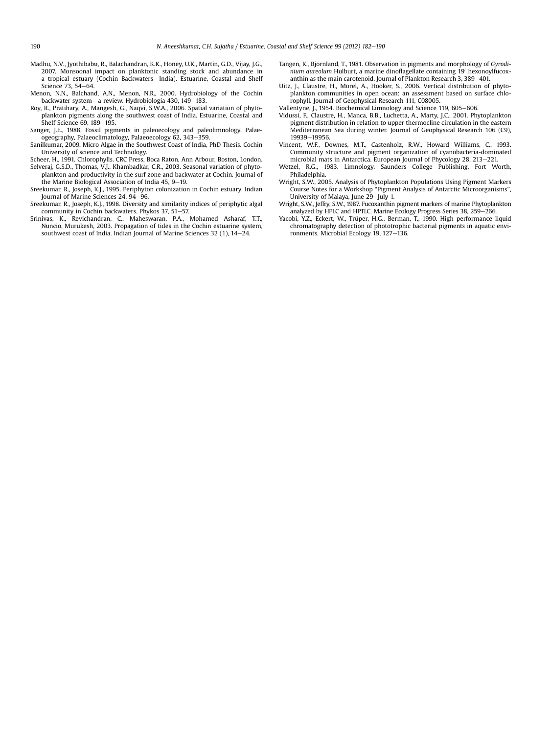Madhu, N.V., Jyothibabu, R., Balachandran, K.K., Honey, U.K., Martin, G.D., Vijay, J.G., 2007. Monsoonal impact on planktonic standing stock and abundance in a tropical estuary (Cochin Backwaters—India). Estuarine, Coastal and Shelf Science 73, 54–64.

Menon, N.N., Balchand, A.N., Menon, N.R., 2000. Hydrobiology of the Cochin backwater system—a review. Hydrobiologia 430, 149–183.

Roy, R., Pratihary, A., Mangesh, G., Naqvi, S.W.A., 2006. Spatial variation of phytoplankton pigments along the southwest coast of India. Estuarine, Coastal and Shelf Science 69, 189–195.

Sanger, J.E., 1988. Fossil pigments in paleoecology and paleolimnology. Palaeogeography, Palaeoclimatology, Palaeoecology 62, 343–359.

Sanilkumar, 2009. Micro Algae in the Southwest Coast of India, PhD Thesis. Cochin University of science and Technology.

Scheer, H., 1991. Chlorophylls. CRC Press, Boca Raton, Ann Arbour, Boston, London.

Selveraj, G.S.D., Thomas, V.J., Khambadkar, C.R., 2003. Seasonal variation of phytoplankton and productivity in the surf zone and backwater at Cochin. Journal of the Marine Biological Association of India 45, 9–19.

Sreekumar, R., Joseph, K.J., 1995. Periphyton colonization in Cochin estuary. Indian Journal of Marine Sciences 24, 94–96.

Sreekumar, R., Joseph, K.J., 1998. Diversity and similarity indices of periphytic algal community in Cochin backwaters. Phykos 37, 51–57.

Srinivas, K., Revichandran, C., Maheswaran, P.A., Mohamed Asharaf, T.T., Nuncio, Murukesh, 2003. Propagation of tides in the Cochin estuarine system, southwest coast of India. Indian Journal of Marine Sciences 32 (1), 14–24.

Tangen, K., Bjornland, T., 1981. Observation in pigments and morphology of *Gyrodinium aureolum* Hulburt, a marine dinoflagellate containing 19′ hexonoylfucoxanthin as the main carotenoid. Journal of Plankton Research 3, 389–401.

Uitz, J., Claustre, H., Morel, A., Hooker, S., 2006. Vertical distribution of phytoplankton communities in open ocean: an assessment based on surface chlorophyll. Journal of Geophysical Research 111, C08005.

Vallentyne, J., 1954. Biochemical Limnology and Science 119, 605–606.

Vidussi, F., Claustre, H., Manca, B.B., Luchetta, A., Marty, J.C., 2001. Phytoplankton pigment distribution in relation to upper thermocline circulation in the eastern Mediterranean Sea during winter. Journal of Geophysical Research 106 (C9), 19939–19956.

Vincent, W.F., Downes, M.T., Castenholz, R.W., Howard Williams, C., 1993. Community structure and pigment organization of cyanobacteria-dominated microbial mats in Antarctica. European Journal of Phycology 28, 213–221.

Wetzel, R.G., 1983. Limnology. Saunders College Publishing, Fort Worth, Philadelphia.

Wright, S.W., 2005. Analysis of Phytoplankton Populations Using Pigment Markers Course Notes for a Workshop "Pigment Analysis of Antarctic Microorganisms", University of Malaya, June 29–July 1.

Wright, S.W., Jeffry, S.W., 1987. Fucoxanthin pigment markers of marine Phytoplankton analyzed by HPLC and HPTLC. Marine Ecology Progress Series 38, 259–266.

Yacobi, Y.Z., Eckert, W., Trüper, H.G., Berman, T., 1990. High performance liquid chromatography detection of phototrophic bacterial pigments in aquatic environments. Microbial Ecology 19, 127–136.